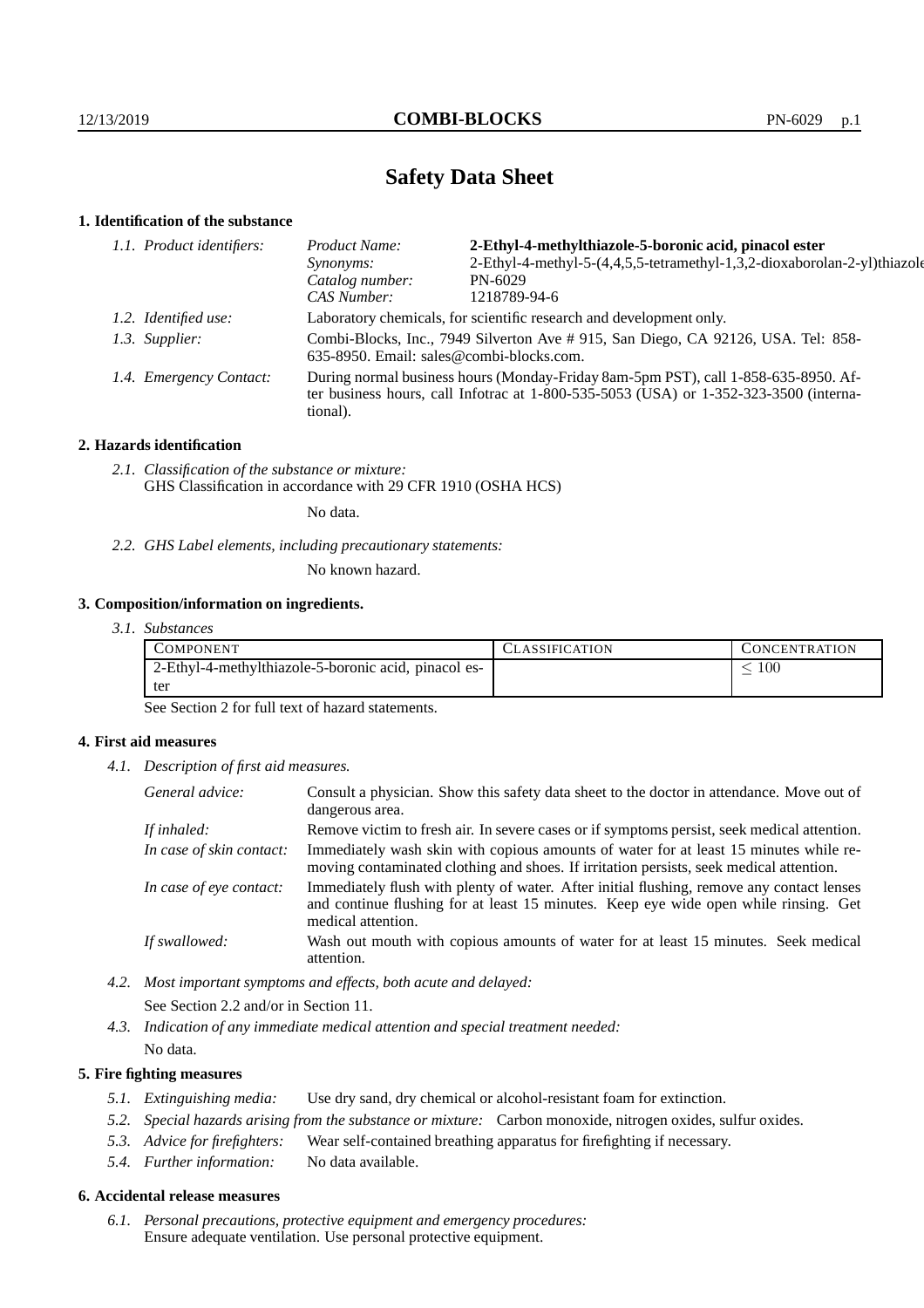# Safety Data Sheet

## 1. Identification of the substance

*1.1. Product identifiers:*

| | |
|---|---|
| *Product Name:* | **2-Ethyl-4-methylthiazole-5-boronic acid, pinacol ester** |
| *Synonyms:* | 2-Ethyl-4-methyl-5-(4,4,5,5-tetramethyl-1,3,2-dioxaborolan-2-yl)thiazole |
| *Catalog number:* | PN-6029 |
| *CAS Number:* | 1218789-94-6 |

*1.2. Identified use:* Laboratory chemicals, for scientific research and development only.

*1.3. Supplier:* Combi-Blocks, Inc., 7949 Silverton Ave # 915, San Diego, CA 92126, USA. Tel: 858-635-8950. Email: sales@combi-blocks.com.

*1.4. Emergency Contact:* During normal business hours (Monday-Friday 8am-5pm PST), call 1-858-635-8950. After business hours, call Infotrac at 1-800-535-5053 (USA) or 1-352-323-3500 (international).

## 2. Hazards identification

*2.1. Classification of the substance or mixture:*
GHS Classification in accordance with 29 CFR 1910 (OSHA HCS)

No data.

*2.2. GHS Label elements, including precautionary statements:*

No known hazard.

## 3. Composition/information on ingredients.

*3.1. Substances*

| COMPONENT | CLASSIFICATION | CONCENTRATION |
|---|---|---|
| 2-Ethyl-4-methylthiazole-5-boronic acid, pinacol ester | | $\leq 100$ |

See Section 2 for full text of hazard statements.

## 4. First aid measures

*4.1. Description of first aid measures.*

| | |
|---|---|
| *General advice:* | Consult a physician. Show this safety data sheet to the doctor in attendance. Move out of dangerous area. |
| *If inhaled:* | Remove victim to fresh air. In severe cases or if symptoms persist, seek medical attention. |
| *In case of skin contact:* | Immediately wash skin with copious amounts of water for at least 15 minutes while removing contaminated clothing and shoes. If irritation persists, seek medical attention. |
| *In case of eye contact:* | Immediately flush with plenty of water. After initial flushing, remove any contact lenses and continue flushing for at least 15 minutes. Keep eye wide open while rinsing. Get medical attention. |
| *If swallowed:* | Wash out mouth with copious amounts of water for at least 15 minutes. Seek medical attention. |

*4.2. Most important symptoms and effects, both acute and delayed:*

See Section 2.2 and/or in Section 11.

*4.3. Indication of any immediate medical attention and special treatment needed:*

No data.

## 5. Fire fighting measures

*5.1. Extinguishing media:* Use dry sand, dry chemical or alcohol-resistant foam for extinction.

*5.2. Special hazards arising from the substance or mixture:* Carbon monoxide, nitrogen oxides, sulfur oxides.

*5.3. Advice for firefighters:* Wear self-contained breathing apparatus for firefighting if necessary.

*5.4. Further information:* No data available.

## 6. Accidental release measures

*6.1. Personal precautions, protective equipment and emergency procedures:*
Ensure adequate ventilation. Use personal protective equipment.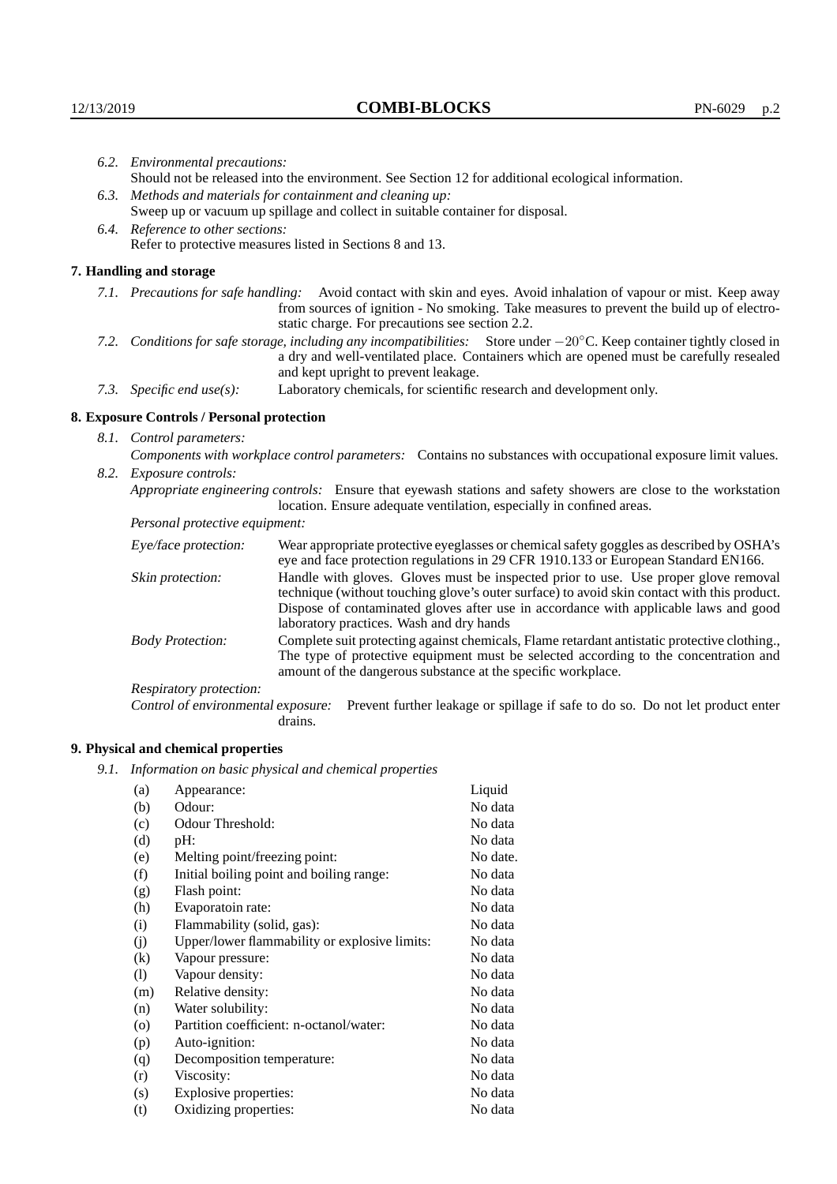6.2. *Environmental precautions:*
Should not be released into the environment. See Section 12 for additional ecological information.

6.3. *Methods and materials for containment and cleaning up:*
Sweep up or vacuum up spillage and collect in suitable container for disposal.

6.4. *Reference to other sections:*
Refer to protective measures listed in Sections 8 and 13.

## 7. Handling and storage

7.1. *Precautions for safe handling:* Avoid contact with skin and eyes. Avoid inhalation of vapour or mist. Keep away from sources of ignition - No smoking. Take measures to prevent the build up of electrostatic charge. For precautions see section 2.2.

7.2. *Conditions for safe storage, including any incompatibilities:* Store under $-20^{\circ}$C. Keep container tightly closed in a dry and well-ventilated place. Containers which are opened must be carefully resealed and kept upright to prevent leakage.

7.3. *Specific end use(s):* Laboratory chemicals, for scientific research and development only.

## 8. Exposure Controls / Personal protection

8.1. *Control parameters:*
*Components with workplace control parameters:* Contains no substances with occupational exposure limit values.

8.2. *Exposure controls:*
*Appropriate engineering controls:* Ensure that eyewash stations and safety showers are close to the workstation location. Ensure adequate ventilation, especially in confined areas.

*Personal protective equipment:*

*Eye/face protection:* Wear appropriate protective eyeglasses or chemical safety goggles as described by OSHA's eye and face protection regulations in 29 CFR 1910.133 or European Standard EN166.

*Skin protection:* Handle with gloves. Gloves must be inspected prior to use. Use proper glove removal technique (without touching glove's outer surface) to avoid skin contact with this product. Dispose of contaminated gloves after use in accordance with applicable laws and good laboratory practices. Wash and dry hands

*Body Protection:* Complete suit protecting against chemicals, Flame retardant antistatic protective clothing., The type of protective equipment must be selected according to the concentration and amount of the dangerous substance at the specific workplace.

*Respiratory protection:*

*Control of environmental exposure:* Prevent further leakage or spillage if safe to do so. Do not let product enter drains.

## 9. Physical and chemical properties

9.1. *Information on basic physical and chemical properties*

| | | |
|---|---|---|
| (a) | Appearance: | Liquid |
| (b) | Odour: | No data |
| (c) | Odour Threshold: | No data |
| (d) | pH: | No data |
| (e) | Melting point/freezing point: | No date. |
| (f) | Initial boiling point and boiling range: | No data |
| (g) | Flash point: | No data |
| (h) | Evaporatoin rate: | No data |
| (i) | Flammability (solid, gas): | No data |
| (j) | Upper/lower flammability or explosive limits: | No data |
| (k) | Vapour pressure: | No data |
| (l) | Vapour density: | No data |
| (m) | Relative density: | No data |
| (n) | Water solubility: | No data |
| (o) | Partition coefficient: n-octanol/water: | No data |
| (p) | Auto-ignition: | No data |
| (q) | Decomposition temperature: | No data |
| (r) | Viscosity: | No data |
| (s) | Explosive properties: | No data |
| (t) | Oxidizing properties: | No data |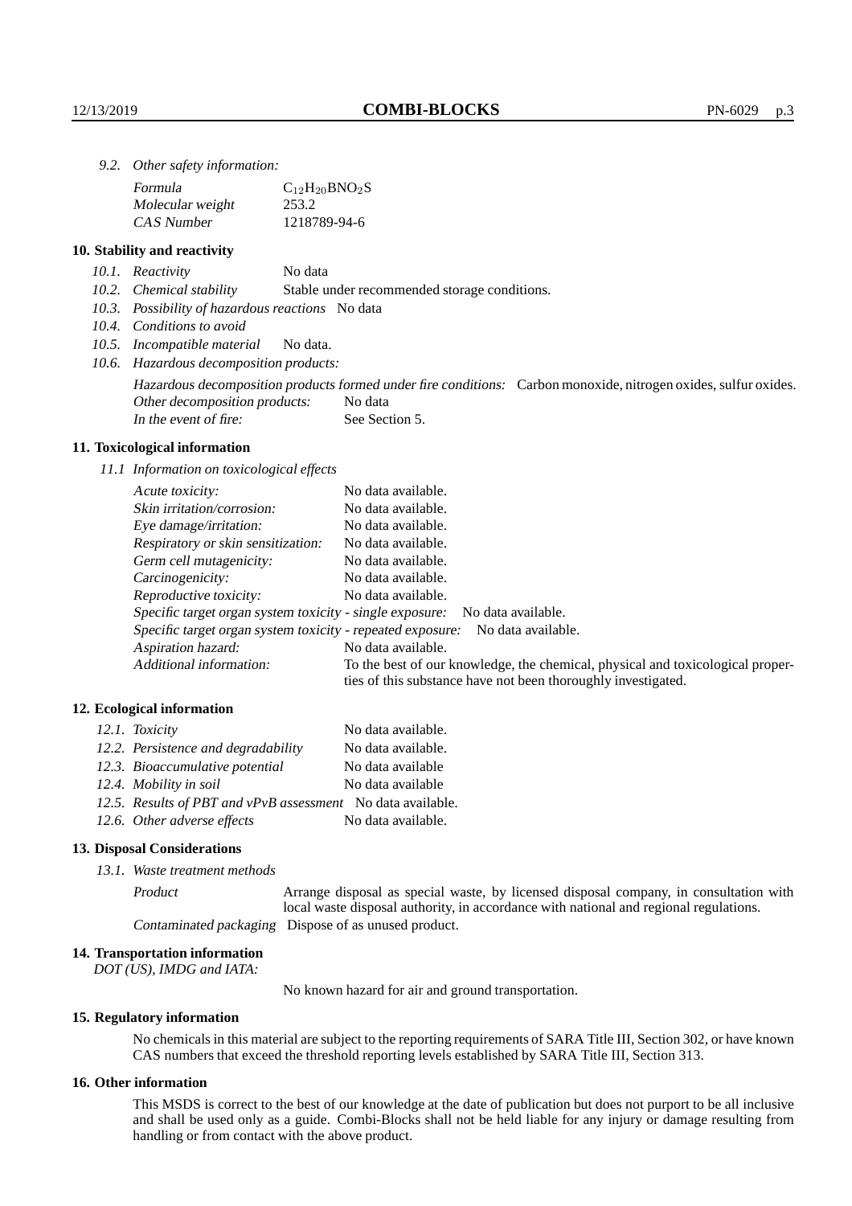*9.2. Other safety information:*

| | |
|---|---|
| *Formula* | $C_{12}H_{20}BNO_2S$ |
| *Molecular weight* | 253.2 |
| *CAS Number* | 1218789-94-6 |

## 10. Stability and reactivity

- *10.1. Reactivity* No data
- *10.2. Chemical stability* Stable under recommended storage conditions.
- *10.3. Possibility of hazardous reactions* No data
- *10.4. Conditions to avoid*
- *10.5. Incompatible material* No data.
- *10.6. Hazardous decomposition products:*

  *Hazardous decomposition products formed under fire conditions:* Carbon monoxide, nitrogen oxides, sulfur oxides.
  *Other decomposition products:* No data
  *In the event of fire:* See Section 5.

## 11. Toxicological information

*11.1 Information on toxicological effects*

| | |
|---|---|
| *Acute toxicity:* | No data available. |
| *Skin irritation/corrosion:* | No data available. |
| *Eye damage/irritation:* | No data available. |
| *Respiratory or skin sensitization:* | No data available. |
| *Germ cell mutagenicity:* | No data available. |
| *Carcinogenicity:* | No data available. |
| *Reproductive toxicity:* | No data available. |
| *Specific target organ system toxicity - single exposure:* | No data available. |
| *Specific target organ system toxicity - repeated exposure:* | No data available. |
| *Aspiration hazard:* | No data available. |
| *Additional information:* | To the best of our knowledge, the chemical, physical and toxicological properties of this substance have not been thoroughly investigated. |

## 12. Ecological information

| | |
|---|---|
| *12.1. Toxicity* | No data available. |
| *12.2. Persistence and degradability* | No data available. |
| *12.3. Bioaccumulative potential* | No data available |
| *12.4. Mobility in soil* | No data available |
| *12.5. Results of PBT and vPvB assessment* | No data available. |
| *12.6. Other adverse effects* | No data available. |

## 13. Disposal Considerations

*13.1. Waste treatment methods*

| | |
|---|---|
| *Product* | Arrange disposal as special waste, by licensed disposal company, in consultation with local waste disposal authority, in accordance with national and regional regulations. |
| *Contaminated packaging* | Dispose of as unused product. |

## 14. Transportation information

*DOT (US), IMDG and IATA:*

No known hazard for air and ground transportation.

## 15. Regulatory information

No chemicals in this material are subject to the reporting requirements of SARA Title III, Section 302, or have known CAS numbers that exceed the threshold reporting levels established by SARA Title III, Section 313.

## 16. Other information

This MSDS is correct to the best of our knowledge at the date of publication but does not purport to be all inclusive and shall be used only as a guide. Combi-Blocks shall not be held liable for any injury or damage resulting from handling or from contact with the above product.